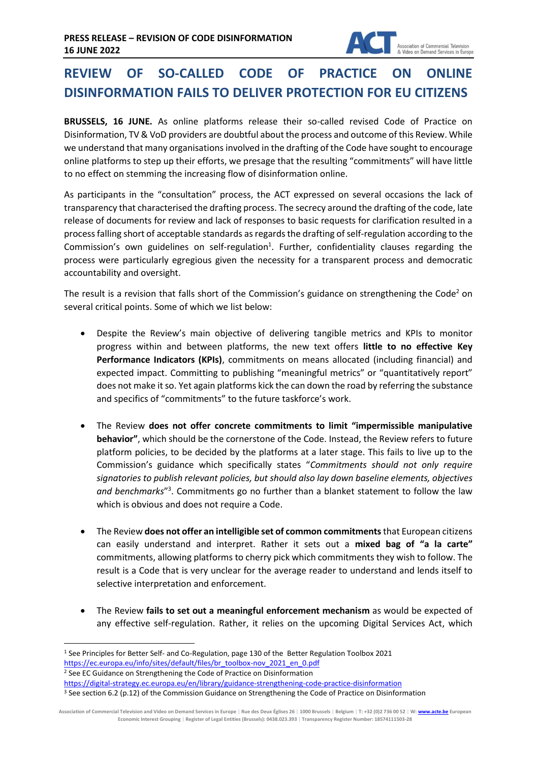**PRESS RELEASE – REVISION OF CODE DISINFORMATION**
**16 JUNE 2022**

# REVIEW OF SO-CALLED CODE OF PRACTICE ON ONLINE DISINFORMATION FAILS TO DELIVER PROTECTION FOR EU CITIZENS

**BRUSSELS, 16 JUNE.** As online platforms release their so-called revised Code of Practice on Disinformation, TV & VoD providers are doubtful about the process and outcome of this Review. While we understand that many organisations involved in the drafting of the Code have sought to encourage online platforms to step up their efforts, we presage that the resulting "commitments" will have little to no effect on stemming the increasing flow of disinformation online.

As participants in the "consultation" process, the ACT expressed on several occasions the lack of transparency that characterised the drafting process. The secrecy around the drafting of the code, late release of documents for review and lack of responses to basic requests for clarification resulted in a process falling short of acceptable standards as regards the drafting of self-regulation according to the Commission's own guidelines on self-regulation[1]. Further, confidentiality clauses regarding the process were particularly egregious given the necessity for a transparent process and democratic accountability and oversight.

The result is a revision that falls short of the Commission's guidance on strengthening the Code[2] on several critical points. Some of which we list below:

- Despite the Review's main objective of delivering tangible metrics and KPIs to monitor progress within and between platforms, the new text offers **little to no effective Key Performance Indicators (KPIs)**, commitments on means allocated (including financial) and expected impact. Committing to publishing "meaningful metrics" or "quantitatively report" does not make it so. Yet again platforms kick the can down the road by referring the substance and specifics of "commitments" to the future taskforce's work.

- The Review **does not offer concrete commitments to limit "impermissible manipulative behavior"**, which should be the cornerstone of the Code. Instead, the Review refers to future platform policies, to be decided by the platforms at a later stage. This fails to live up to the Commission's guidance which specifically states "*Commitments should not only require signatories to publish relevant policies, but should also lay down baseline elements, objectives and benchmarks*"[3]. Commitments go no further than a blanket statement to follow the law which is obvious and does not require a Code.

- The Review **does not offer an intelligible set of common commitments** that European citizens can easily understand and interpret. Rather it sets out a **mixed bag of "a la carte"** commitments, allowing platforms to cherry pick which commitments they wish to follow. The result is a Code that is very unclear for the average reader to understand and lends itself to selective interpretation and enforcement.

- The Review **fails to set out a meaningful enforcement mechanism** as would be expected of any effective self-regulation. Rather, it relies on the upcoming Digital Services Act, which

[1] See Principles for Better Self- and Co-Regulation, page 130 of the Better Regulation Toolbox 2021 https://ec.europa.eu/info/sites/default/files/br_toolbox-nov_2021_en_0.pdf

[2] See EC Guidance on Strengthening the Code of Practice on Disinformation https://digital-strategy.ec.europa.eu/en/library/guidance-strengthening-code-practice-disinformation

[3] See section 6.2 (p.12) of the Commission Guidance on Strengthening the Code of Practice on Disinformation

Association of Commercial Television and Video on Demand Services in Europe | Rue des Deux Églises 26 | 1000 Brussels | Belgium | T: +32 (0)2 736 00 52 | W: www.acte.be European Economic Interest Grouping | Register of Legal Entities (Brussels): 0438.023.393 | Transparency Register Number: 18574111503-28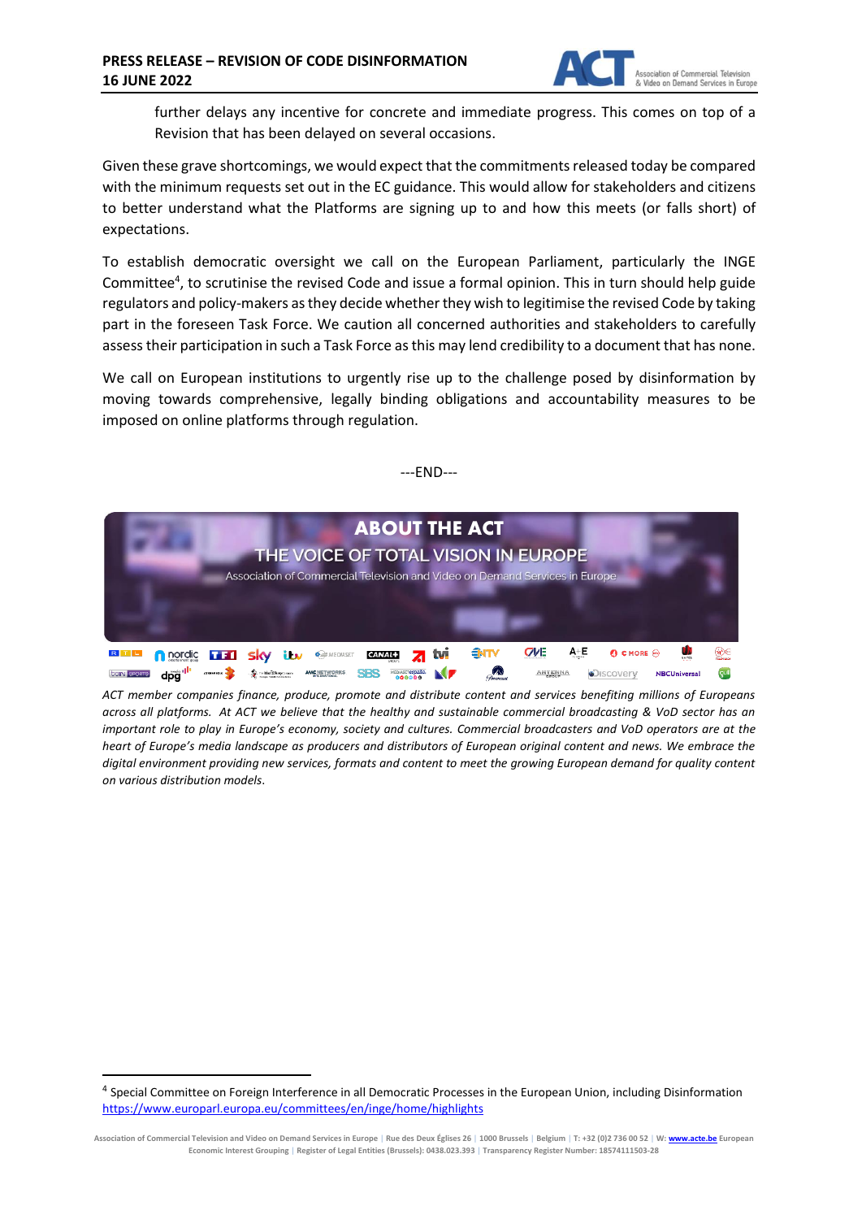further delays any incentive for concrete and immediate progress. This comes on top of a Revision that has been delayed on several occasions.

Given these grave shortcomings, we would expect that the commitments released today be compared with the minimum requests set out in the EC guidance. This would allow for stakeholders and citizens to better understand what the Platforms are signing up to and how this meets (or falls short) of expectations.

To establish democratic oversight we call on the European Parliament, particularly the INGE Committee[4], to scrutinise the revised Code and issue a formal opinion. This in turn should help guide regulators and policy-makers as they decide whether they wish to legitimise the revised Code by taking part in the foreseen Task Force. We caution all concerned authorities and stakeholders to carefully assess their participation in such a Task Force as this may lend credibility to a document that has none.

We call on European institutions to urgently rise up to the challenge posed by disinformation by moving towards comprehensive, legally binding obligations and accountability measures to be imposed on online platforms through regulation.

---END---

## ABOUT THE ACT

### THE VOICE OF TOTAL VISION IN EUROPE

Association of Commercial Television and Video on Demand Services in Europe

*ACT member companies finance, produce, promote and distribute content and services benefiting millions of Europeans across all platforms. At ACT we believe that the healthy and sustainable commercial broadcasting & VoD sector has an important role to play in Europe's economy, society and cultures. Commercial broadcasters and VoD operators are at the heart of Europe's media landscape as producers and distributors of European original content and news. We embrace the digital environment providing new services, formats and content to meet the growing European demand for quality content on various distribution models.*

---

[4] Special Committee on Foreign Interference in all Democratic Processes in the European Union, including Disinformation https://www.europarl.europa.eu/committees/en/inge/home/highlights